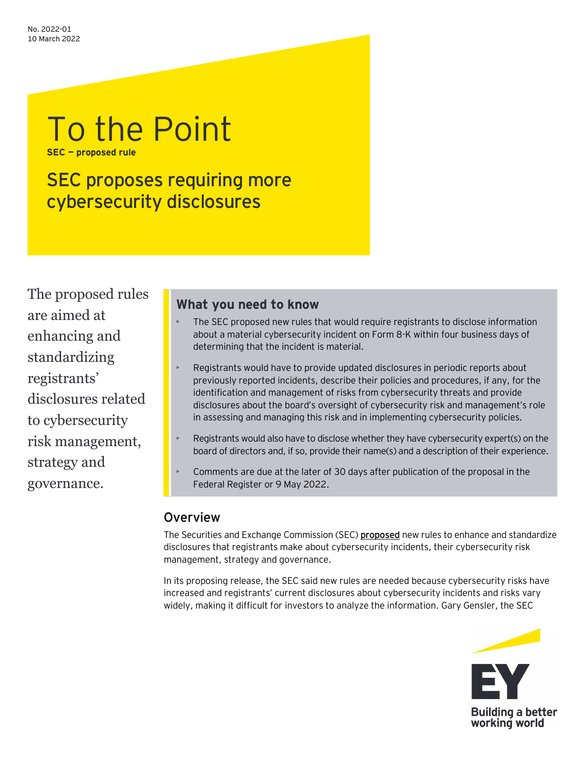No. 2022-01
10 March 2022

# To the Point

**SEC — proposed rule**

## SEC proposes requiring more cybersecurity disclosures

The proposed rules are aimed at enhancing and standardizing registrants' disclosures related to cybersecurity risk management, strategy and governance.

### What you need to know

- The SEC proposed new rules that would require registrants to disclose information about a material cybersecurity incident on Form 8-K within four business days of determining that the incident is material.
- Registrants would have to provide updated disclosures in periodic reports about previously reported incidents, describe their policies and procedures, if any, for the identification and management of risks from cybersecurity threats and provide disclosures about the board's oversight of cybersecurity risk and management's role in assessing and managing this risk and in implementing cybersecurity policies.
- Registrants would also have to disclose whether they have cybersecurity expert(s) on the board of directors and, if so, provide their name(s) and a description of their experience.
- Comments are due at the later of 30 days after publication of the proposal in the Federal Register or 9 May 2022.

## Overview

The Securities and Exchange Commission (SEC) **proposed** new rules to enhance and standardize disclosures that registrants make about cybersecurity incidents, their cybersecurity risk management, strategy and governance.

In its proposing release, the SEC said new rules are needed because cybersecurity risks have increased and registrants' current disclosures about cybersecurity incidents and risks vary widely, making it difficult for investors to analyze the information. Gary Gensler, the SEC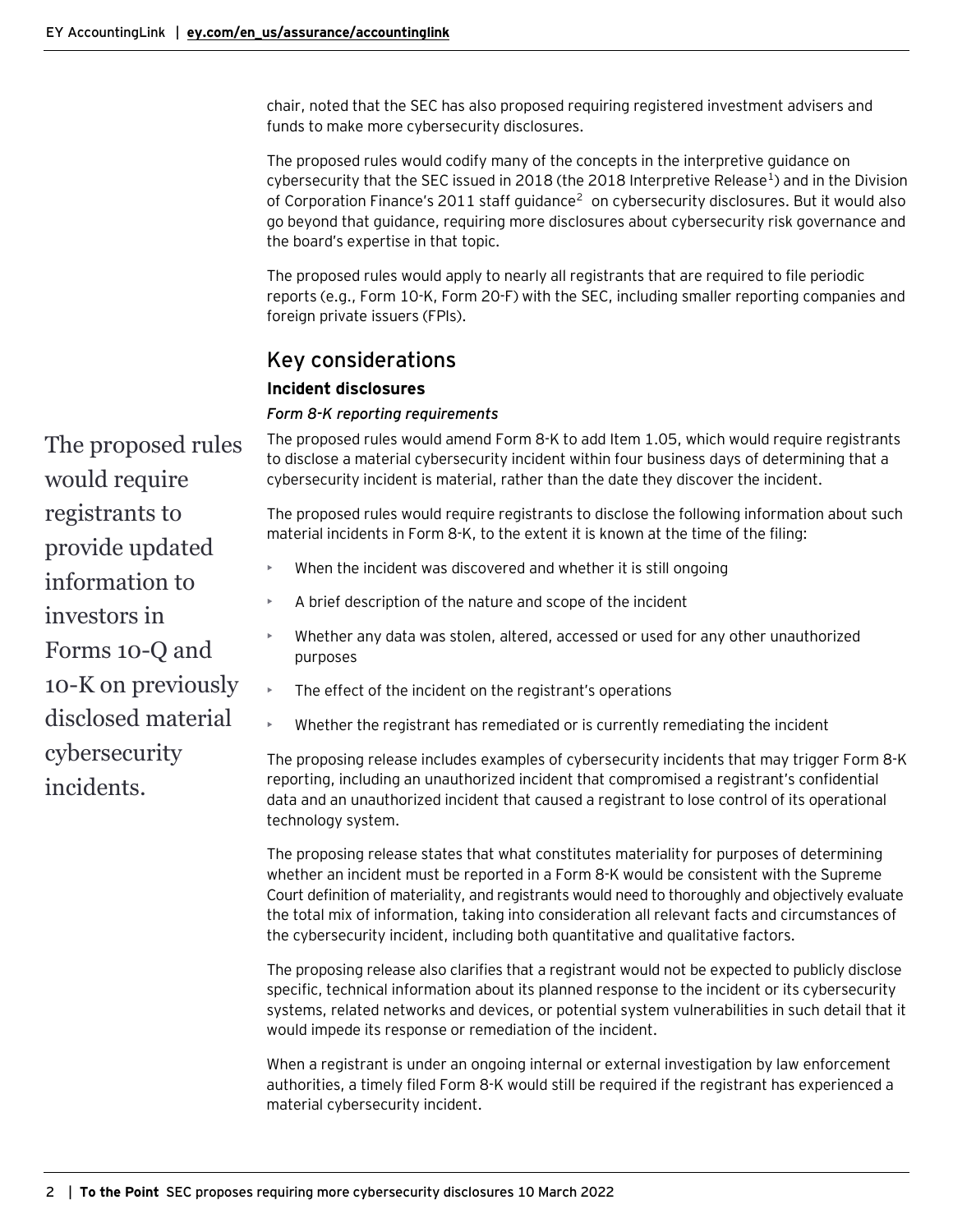chair, noted that the SEC has also proposed requiring registered investment advisers and funds to make more cybersecurity disclosures.

The proposed rules would codify many of the concepts in the interpretive guidance on cybersecurity that the SEC issued in 2018 (the 2018 Interpretive Release[1]) and in the Division of Corporation Finance's 2011 staff guidance[2] on cybersecurity disclosures. But it would also go beyond that guidance, requiring more disclosures about cybersecurity risk governance and the board's expertise in that topic.

The proposed rules would apply to nearly all registrants that are required to file periodic reports (e.g., Form 10-K, Form 20-F) with the SEC, including smaller reporting companies and foreign private issuers (FPIs).

## Key considerations

### Incident disclosures

*Form 8-K reporting requirements*

The proposed rules would require registrants to provide updated information to investors in Forms 10-Q and 10-K on previously disclosed material cybersecurity incidents.

The proposed rules would amend Form 8-K to add Item 1.05, which would require registrants to disclose a material cybersecurity incident within four business days of determining that a cybersecurity incident is material, rather than the date they discover the incident.

The proposed rules would require registrants to disclose the following information about such material incidents in Form 8-K, to the extent it is known at the time of the filing:

- When the incident was discovered and whether it is still ongoing
- A brief description of the nature and scope of the incident
- Whether any data was stolen, altered, accessed or used for any other unauthorized purposes
- The effect of the incident on the registrant's operations
- Whether the registrant has remediated or is currently remediating the incident

The proposing release includes examples of cybersecurity incidents that may trigger Form 8-K reporting, including an unauthorized incident that compromised a registrant's confidential data and an unauthorized incident that caused a registrant to lose control of its operational technology system.

The proposing release states that what constitutes materiality for purposes of determining whether an incident must be reported in a Form 8-K would be consistent with the Supreme Court definition of materiality, and registrants would need to thoroughly and objectively evaluate the total mix of information, taking into consideration all relevant facts and circumstances of the cybersecurity incident, including both quantitative and qualitative factors.

The proposing release also clarifies that a registrant would not be expected to publicly disclose specific, technical information about its planned response to the incident or its cybersecurity systems, related networks and devices, or potential system vulnerabilities in such detail that it would impede its response or remediation of the incident.

When a registrant is under an ongoing internal or external investigation by law enforcement authorities, a timely filed Form 8-K would still be required if the registrant has experienced a material cybersecurity incident.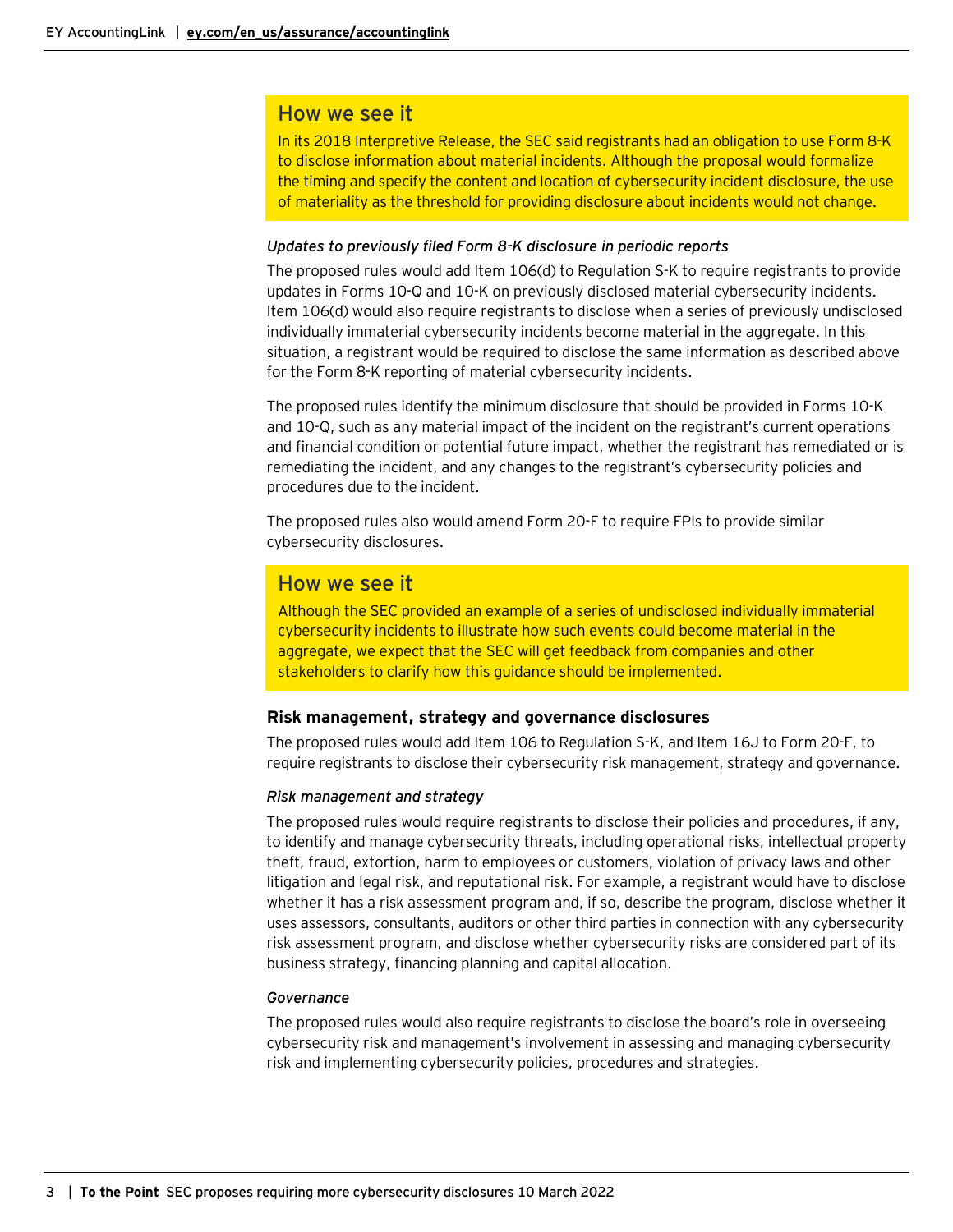## How we see it

In its 2018 Interpretive Release, the SEC said registrants had an obligation to use Form 8-K to disclose information about material incidents. Although the proposal would formalize the timing and specify the content and location of cybersecurity incident disclosure, the use of materiality as the threshold for providing disclosure about incidents would not change.

*Updates to previously filed Form 8-K disclosure in periodic reports*

The proposed rules would add Item 106(d) to Regulation S-K to require registrants to provide updates in Forms 10-Q and 10-K on previously disclosed material cybersecurity incidents. Item 106(d) would also require registrants to disclose when a series of previously undisclosed individually immaterial cybersecurity incidents become material in the aggregate. In this situation, a registrant would be required to disclose the same information as described above for the Form 8-K reporting of material cybersecurity incidents.

The proposed rules identify the minimum disclosure that should be provided in Forms 10-K and 10-Q, such as any material impact of the incident on the registrant's current operations and financial condition or potential future impact, whether the registrant has remediated or is remediating the incident, and any changes to the registrant's cybersecurity policies and procedures due to the incident.

The proposed rules also would amend Form 20-F to require FPIs to provide similar cybersecurity disclosures.

## How we see it

Although the SEC provided an example of a series of undisclosed individually immaterial cybersecurity incidents to illustrate how such events could become material in the aggregate, we expect that the SEC will get feedback from companies and other stakeholders to clarify how this guidance should be implemented.

### Risk management, strategy and governance disclosures

The proposed rules would add Item 106 to Regulation S-K, and Item 16J to Form 20-F, to require registrants to disclose their cybersecurity risk management, strategy and governance.

*Risk management and strategy*

The proposed rules would require registrants to disclose their policies and procedures, if any, to identify and manage cybersecurity threats, including operational risks, intellectual property theft, fraud, extortion, harm to employees or customers, violation of privacy laws and other litigation and legal risk, and reputational risk. For example, a registrant would have to disclose whether it has a risk assessment program and, if so, describe the program, disclose whether it uses assessors, consultants, auditors or other third parties in connection with any cybersecurity risk assessment program, and disclose whether cybersecurity risks are considered part of its business strategy, financing planning and capital allocation.

*Governance*

The proposed rules would also require registrants to disclose the board's role in overseeing cybersecurity risk and management's involvement in assessing and managing cybersecurity risk and implementing cybersecurity policies, procedures and strategies.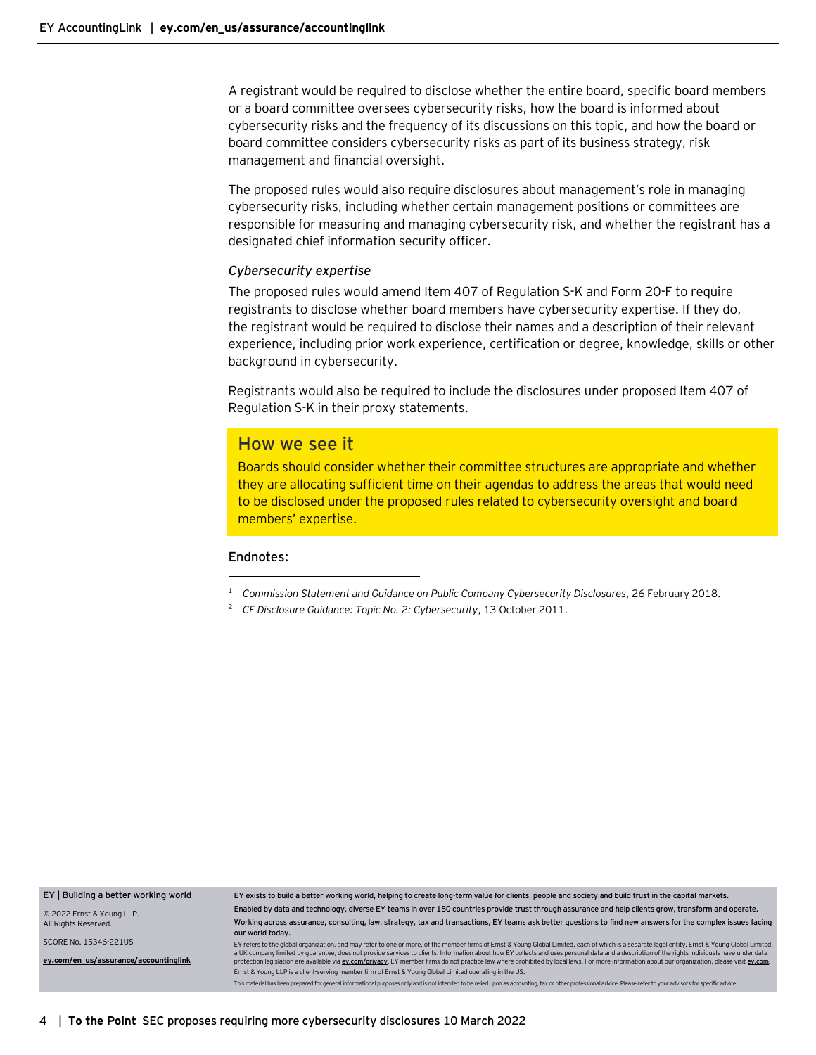A registrant would be required to disclose whether the entire board, specific board members or a board committee oversees cybersecurity risks, how the board is informed about cybersecurity risks and the frequency of its discussions on this topic, and how the board or board committee considers cybersecurity risks as part of its business strategy, risk management and financial oversight.

The proposed rules would also require disclosures about management's role in managing cybersecurity risks, including whether certain management positions or committees are responsible for measuring and managing cybersecurity risk, and whether the registrant has a designated chief information security officer.

*Cybersecurity expertise*

The proposed rules would amend Item 407 of Regulation S-K and Form 20-F to require registrants to disclose whether board members have cybersecurity expertise. If they do, the registrant would be required to disclose their names and a description of their relevant experience, including prior work experience, certification or degree, knowledge, skills or other background in cybersecurity.

Registrants would also be required to include the disclosures under proposed Item 407 of Regulation S-K in their proxy statements.

## How we see it

Boards should consider whether their committee structures are appropriate and whether they are allocating sufficient time on their agendas to address the areas that would need to be disclosed under the proposed rules related to cybersecurity oversight and board members' expertise.

**Endnotes:**

[1] *Commission Statement and Guidance on Public Company Cybersecurity Disclosures*, 26 February 2018.

[2] *CF Disclosure Guidance: Topic No. 2: Cybersecurity*, 13 October 2011.

**EY | Building a better working world**

© 2022 Ernst & Young LLP.
All Rights Reserved.

SCORE No. 15346-221US

**ey.com/en_us/assurance/accountinglink**

**EY exists to build a better working world, helping to create long-term value for clients, people and society and build trust in the capital markets.**

**Enabled by data and technology, diverse EY teams in over 150 countries provide trust through assurance and help clients grow, transform and operate.**

**Working across assurance, consulting, law, strategy, tax and transactions, EY teams ask better questions to find new answers for the complex issues facing our world today.**

EY refers to the global organization, and may refer to one or more, of the member firms of Ernst & Young Global Limited, each of which is a separate legal entity. Ernst & Young Global Limited, a UK company limited by guarantee, does not provide services to clients. Information about how EY collects and uses personal data and a description of the rights individuals have under data protection legislation are available via **ey.com/privacy**. EY member firms do not practice law where prohibited by local laws. For more information about our organization, please visit **ey.com**.

Ernst & Young LLP is a client-serving member firm of Ernst & Young Global Limited operating in the US.

This material has been prepared for general informational purposes only and is not intended to be relied upon as accounting, tax or other professional advice. Please refer to your advisors for specific advice.